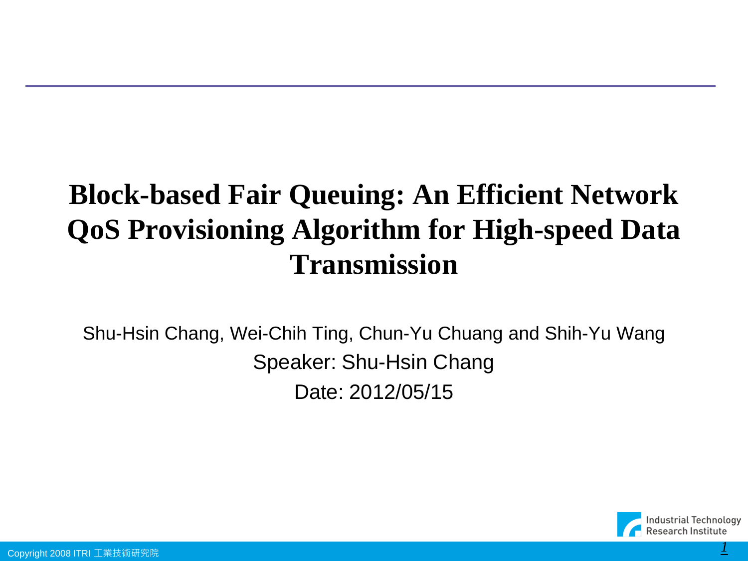# Block-based Fair Queuing: An Efficient Network QoS Provisioning Algorithm for High-speed Data Transmission

Shu-Hsin Chang, Wei-Chih Ting, Chun-Yu Chuang and Shih-Yu Wang

Speaker: Shu-Hsin Chang

Date: 2012/05/15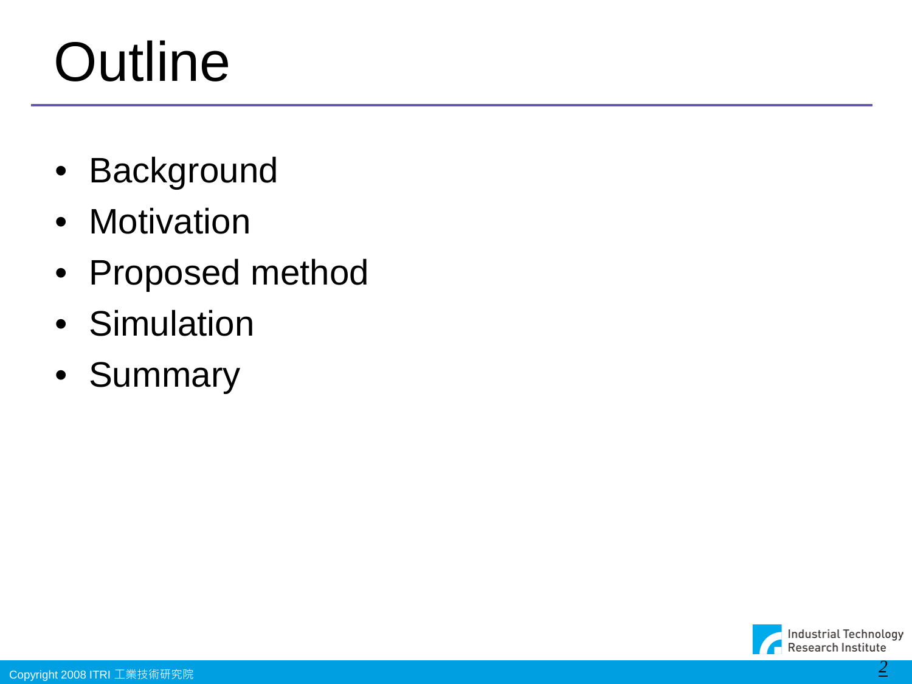# Outline

- Background
- Motivation
- Proposed method
- Simulation
- Summary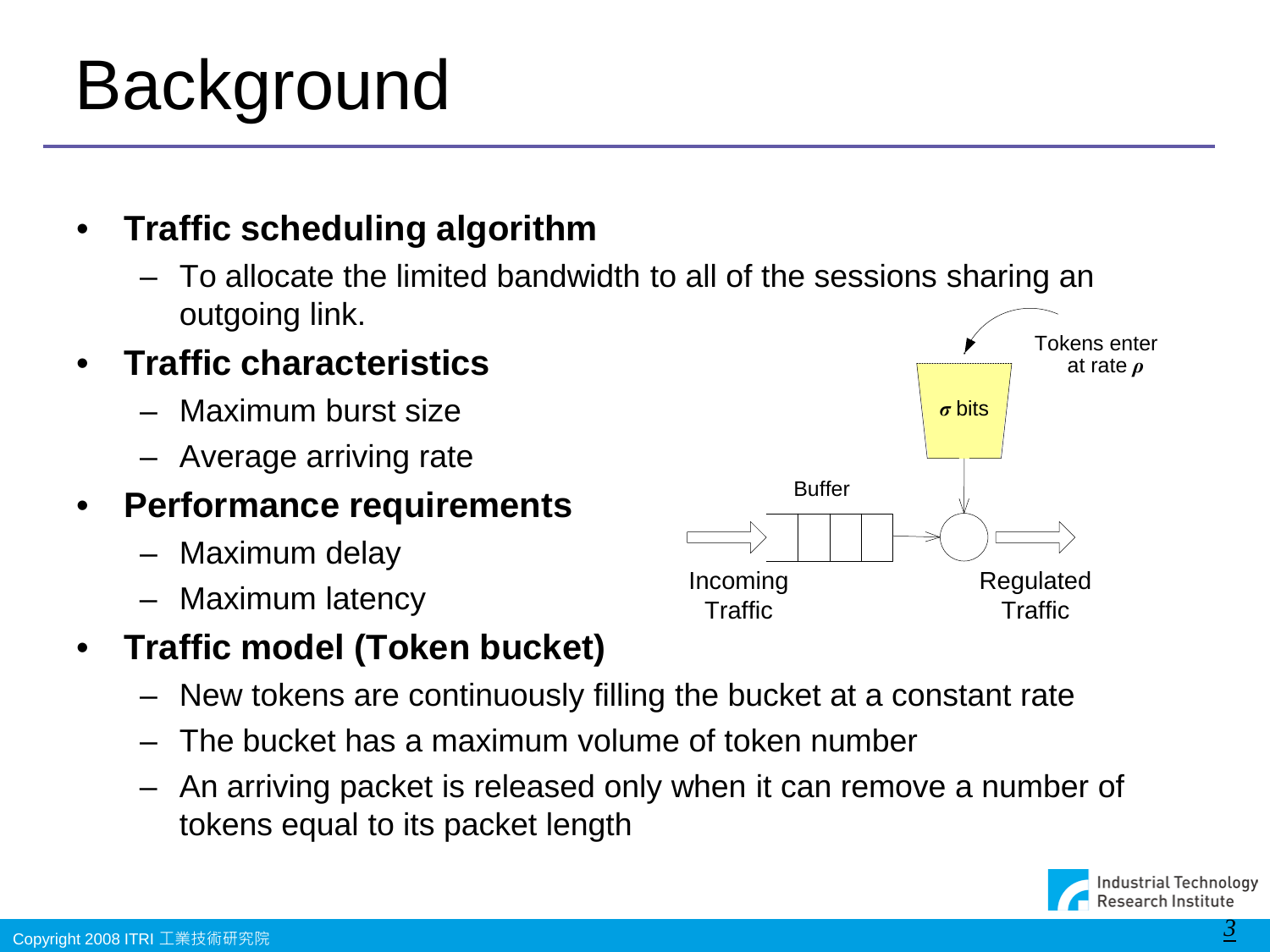# Background

- **Traffic scheduling algorithm**
  - To allocate the limited bandwidth to all of the sessions sharing an outgoing link.
- **Traffic characteristics**
  - Maximum burst size
  - Average arriving rate
- **Performance requirements**
  - Maximum delay
  - Maximum latency
- **Traffic model (Token bucket)**
  - New tokens are continuously filling the bucket at a constant rate
  - The bucket has a maximum volume of token number
  - An arriving packet is released only when it can remove a number of tokens equal to its packet length

Tokens enter at rate $\rho$

$\sigma$ bits

Buffer

Incoming Traffic

Regulated Traffic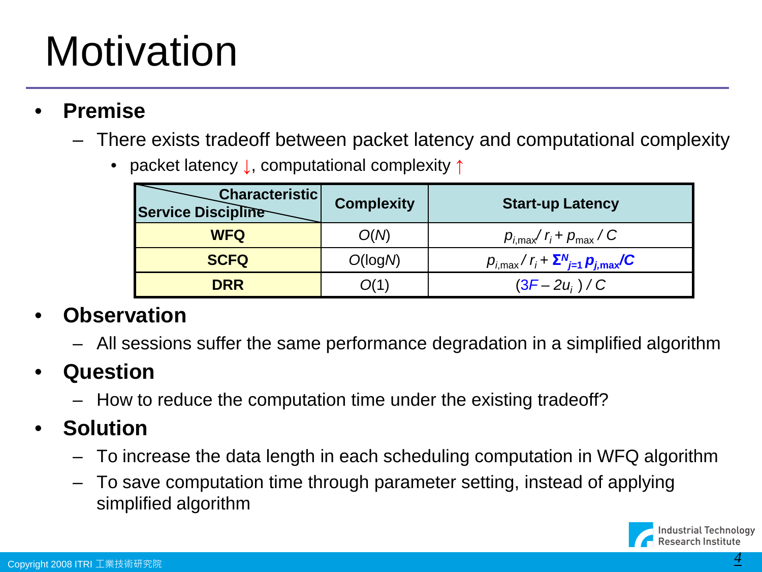# Motivation

- **Premise**
  - There exists tradeoff between packet latency and computational complexity
    - packet latency ↓, computational complexity ↑

| Service Discipline \ Characteristic | Complexity | Start-up Latency |
|---|---|---|
| **WFQ** | $O(N)$ | $p_{i,max}/r_i + p_{max}/C$ |
| **SCFQ** | $O(\log N)$ | $p_{i,max}/r_i + \sum_{j=1}^{N} p_{j,max}/C$ |
| **DRR** | $O(1)$ | $(3F - 2u_i)/C$ |

- **Observation**
  - All sessions suffer the same performance degradation in a simplified algorithm
- **Question**
  - How to reduce the computation time under the existing tradeoff?
- **Solution**
  - To increase the data length in each scheduling computation in WFQ algorithm
  - To save computation time through parameter setting, instead of applying simplified algorithm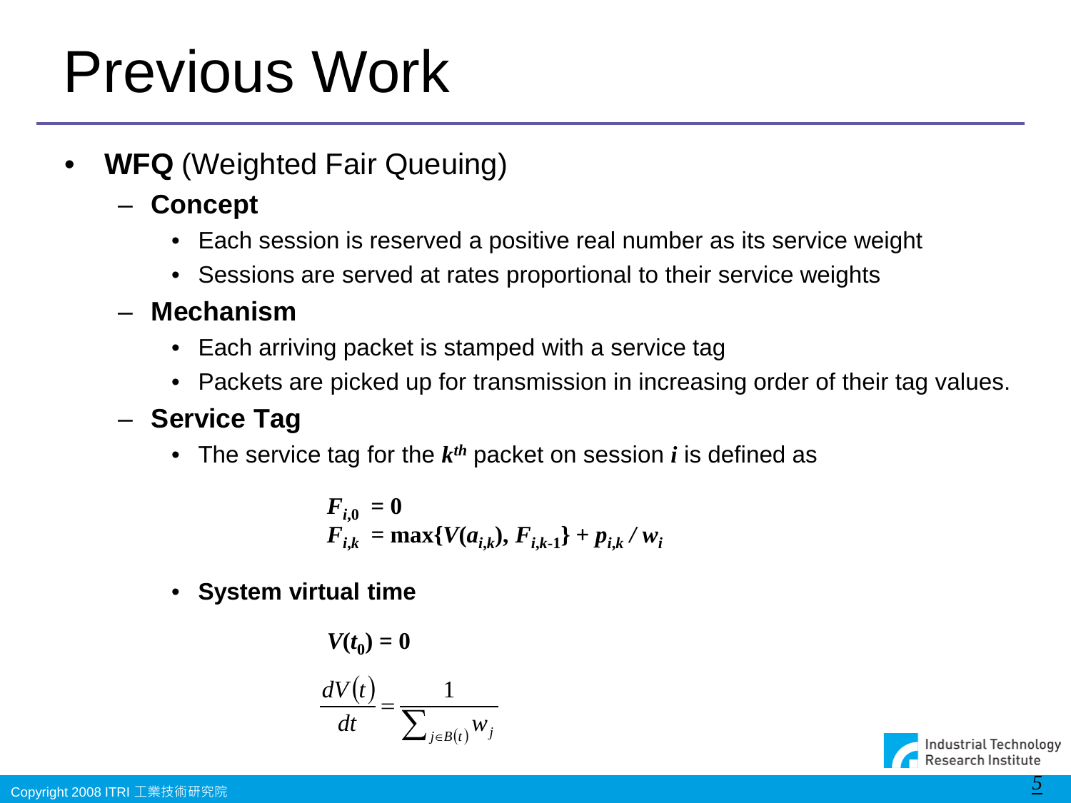# Previous Work

- **WFQ** (Weighted Fair Queuing)
  - **Concept**
    - Each session is reserved a positive real number as its service weight
    - Sessions are served at rates proportional to their service weights
  - **Mechanism**
    - Each arriving packet is stamped with a service tag
    - Packets are picked up for transmission in increasing order of their tag values.
  - **Service Tag**
    - The service tag for the $k^{th}$ packet on session $i$ is defined as

$$F_{i,0} = 0$$
$$F_{i,k} = \max\{V(a_{i,k}), F_{i,k-1}\} + p_{i,k} / w_i$$

    - **System virtual time**

$$V(t_0) = 0$$
$$\frac{dV(t)}{dt} = \frac{1}{\sum_{j \in B(t)} w_j}$$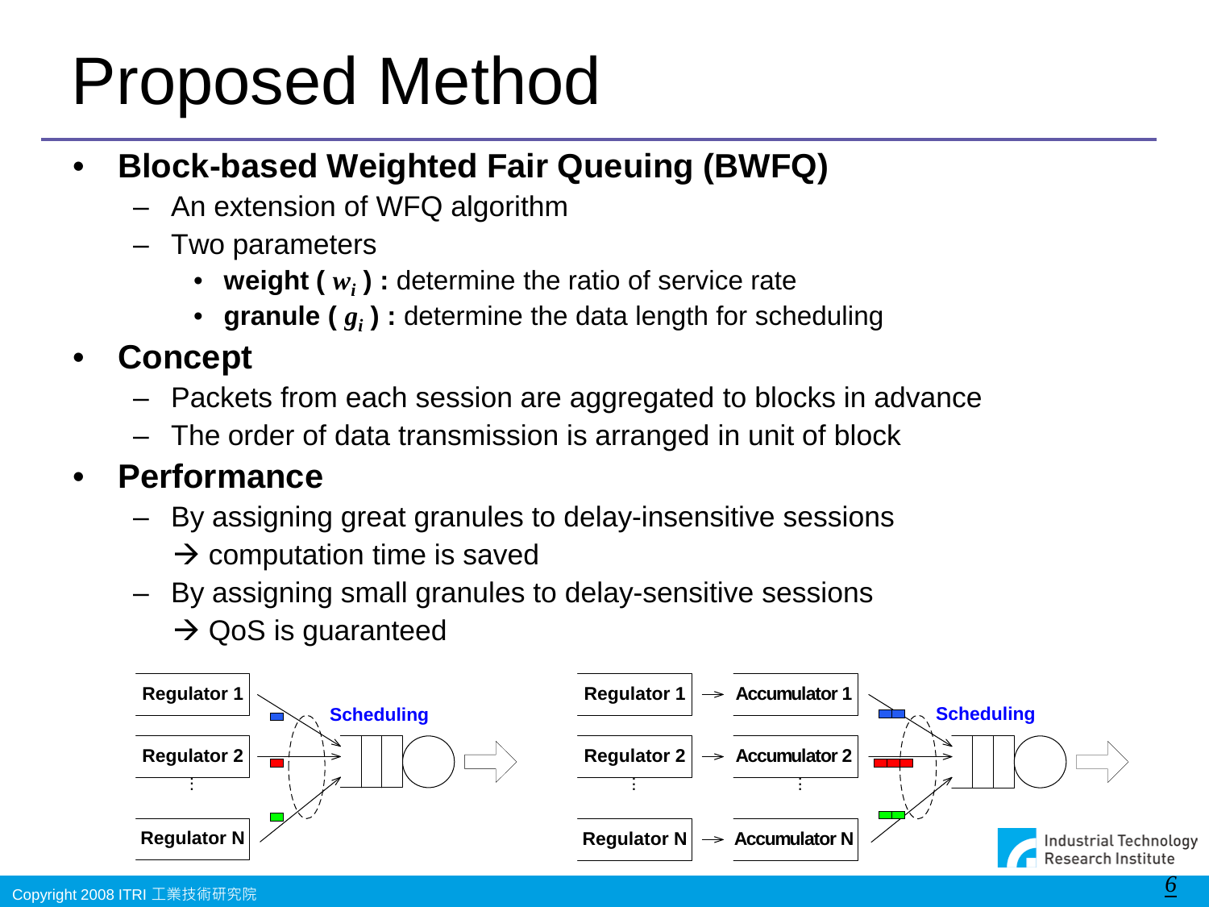# Proposed Method

- **Block-based Weighted Fair Queuing (BWFQ)**
  - An extension of WFQ algorithm
  - Two parameters
    - **weight ( $w_i$ ) :** determine the ratio of service rate
    - **granule ( $g_i$ ) :** determine the data length for scheduling
- **Concept**
  - Packets from each session are aggregated to blocks in advance
  - The order of data transmission is arranged in unit of block
- **Performance**
  - By assigning great granules to delay-insensitive sessions
    → computation time is saved
  - By assigning small granules to delay-sensitive sessions
    → QoS is guaranteed

Regulator 1, Regulator 2, ⋮, Regulator N → Scheduling

Regulator 1 → Accumulator 1, Regulator 2 → Accumulator 2, ⋮, Regulator N → Accumulator N → Scheduling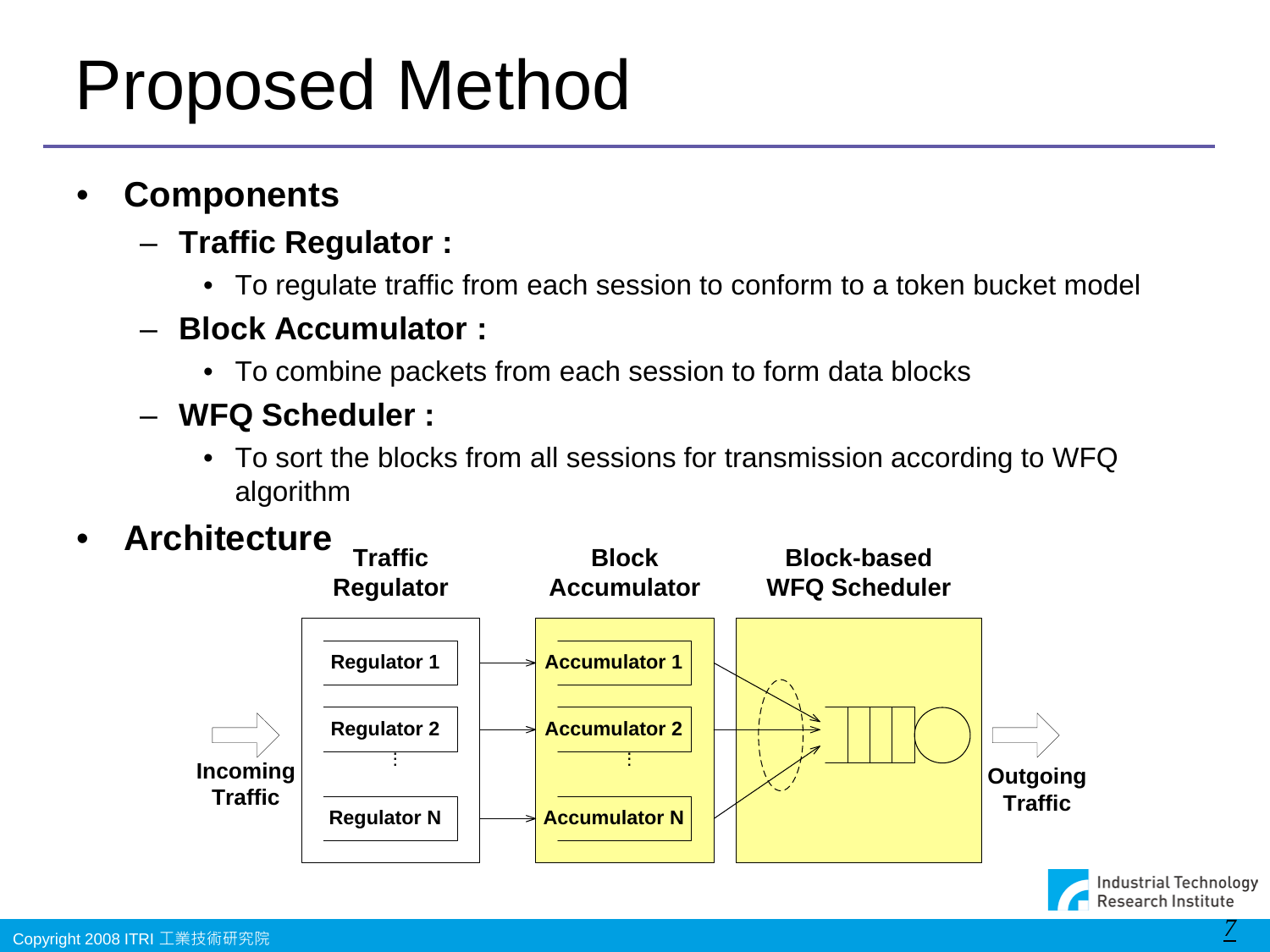# Proposed Method

- **Components**
  - **Traffic Regulator :**
    - To regulate traffic from each session to conform to a token bucket model
  - **Block Accumulator :**
    - To combine packets from each session to form data blocks
  - **WFQ Scheduler :**
    - To sort the blocks from all sessions for transmission according to WFQ algorithm
- **Architecture**

**Traffic Regulator** | **Block Accumulator** | **Block-based WFQ Scheduler**

Incoming Traffic → Regulator 1, Regulator 2, ⋮, Regulator N → Accumulator 1, Accumulator 2, ⋮, Accumulator N → Block-based WFQ Scheduler → Outgoing Traffic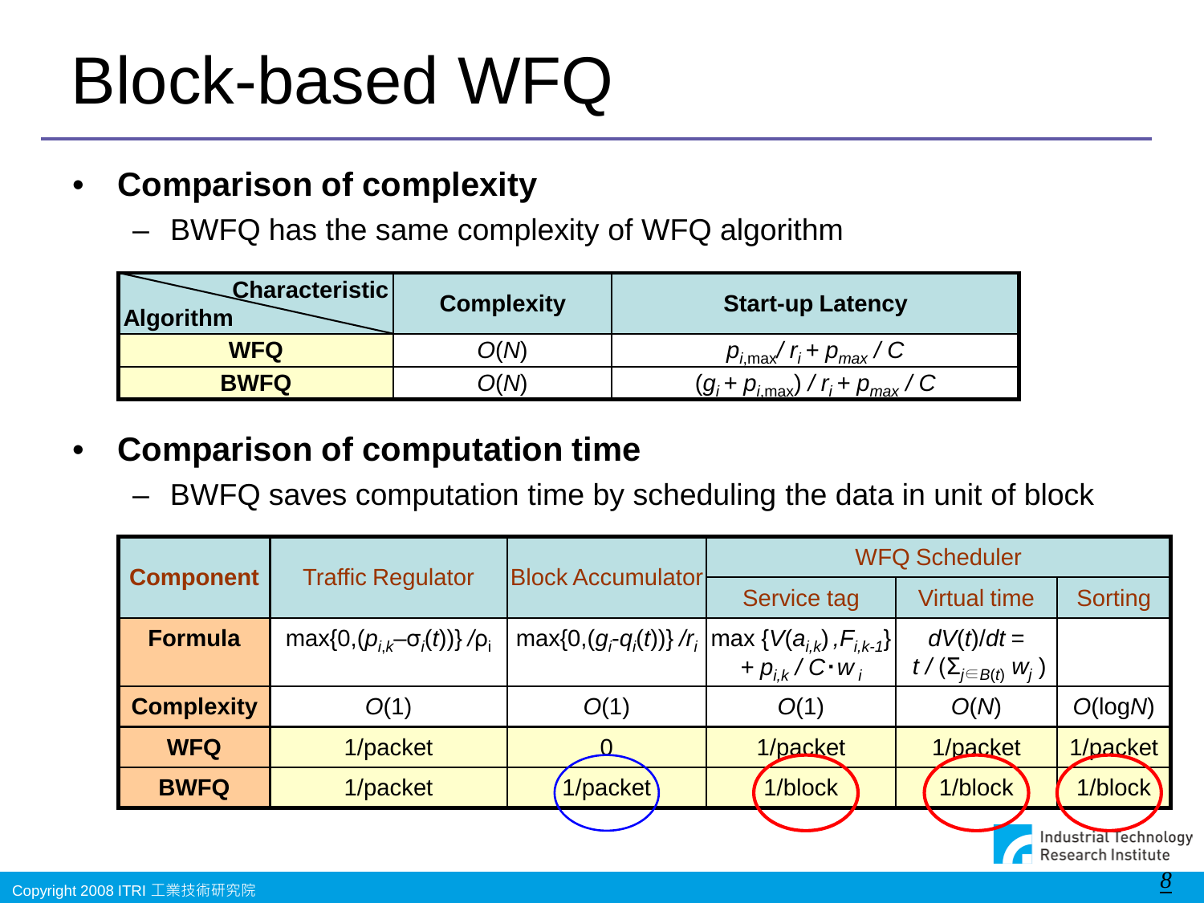# Block-based WFQ

- **Comparison of complexity**
  - BWFQ has the same complexity of WFQ algorithm

| Algorithm \ Characteristic | Complexity | Start-up Latency |
|---|---|---|
| **WFQ** | $O(N)$ | $p_{i,\max} / r_i + p_{max} / C$ |
| **BWFQ** | $O(N)$ | $(g_i + p_{i,\max}) / r_i + p_{max} / C$ |

- **Comparison of computation time**
  - BWFQ saves computation time by scheduling the data in unit of block

| Component | Traffic Regulator | Block Accumulator | WFQ Scheduler | | |
|---|---|---|---|---|---|
| | | | Service tag | Virtual time | Sorting |
| **Formula** | $\max\{0,(p_{i,k}-\sigma_i(t))\}/\rho_i$ | $\max\{0,(g_i-q_i(t))\}/r_i$ | $\max\{V(a_{i,k}), F_{i,k-1}\} + p_{i,k} / C \cdot w_i$ | $dV(t)/dt = t / (\Sigma_{j \in B(t)} w_j)$ | |
| **Complexity** | $O(1)$ | $O(1)$ | $O(1)$ | $O(N)$ | $O(\log N)$ |
| **WFQ** | 1/packet | 0 | 1/packet | 1/packet | 1/packet |
| **BWFQ** | 1/packet | 1/packet | 1/block | 1/block | 1/block |

Copyright 2008 ITRI 工業技術研究院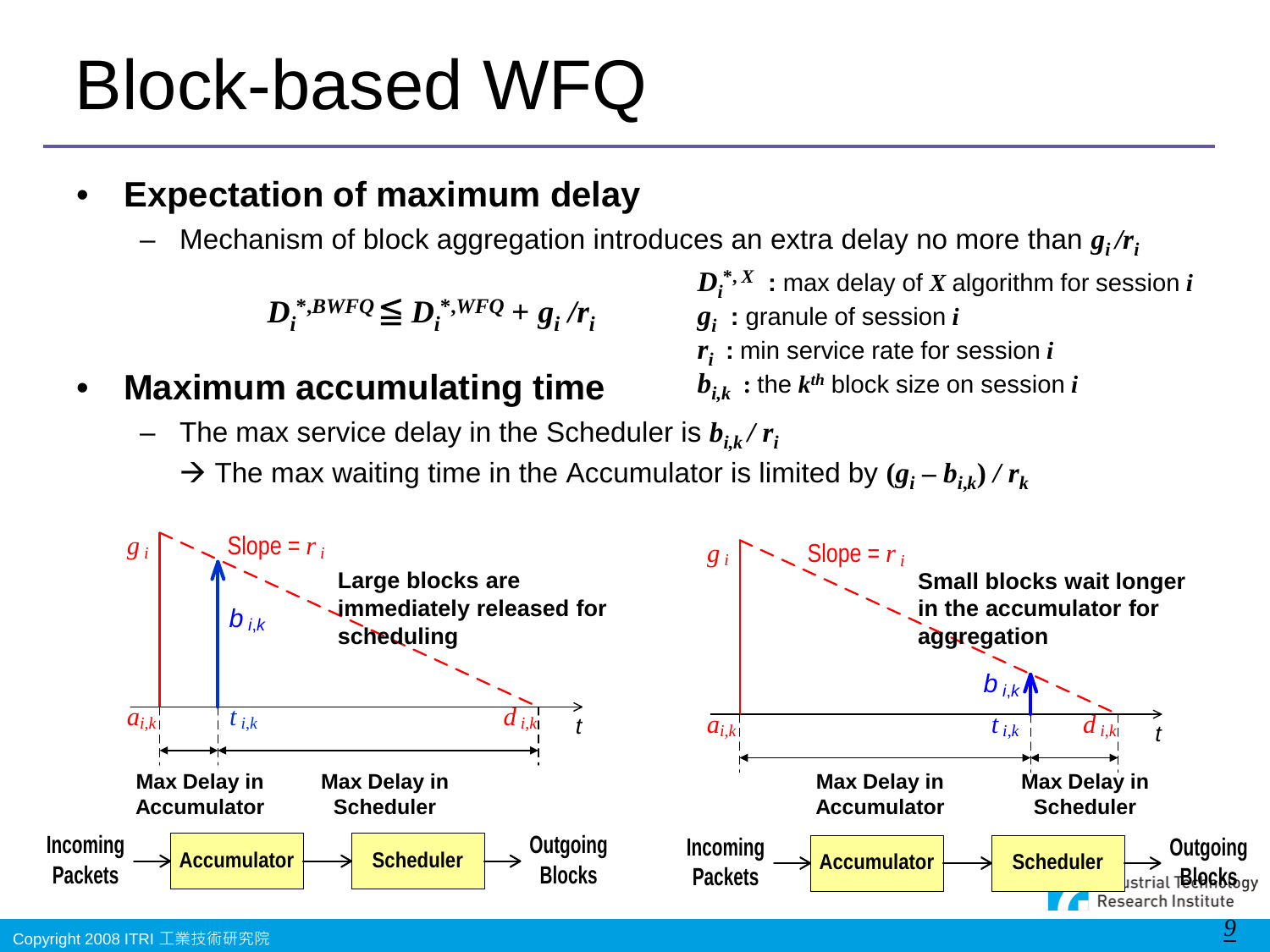# Block-based WFQ

- **Expectation of maximum delay**
  - Mechanism of block aggregation introduces an extra delay no more than $g_i/r_i$

$$D_i^{*,BWFQ} \leqq D_i^{*,WFQ} + g_i/r_i$$

$D_i^{*,X}$ **:** max delay of $X$ algorithm for session $i$
$g_i$ **:** granule of session $i$
$r_i$ **:** min service rate for session $i$
$b_{i,k}$ **:** the $k^{th}$ block size on session $i$

- **Maximum accumulating time**
  - The max service delay in the Scheduler is $b_{i,k} / r_i$
    → The max waiting time in the Accumulator is limited by $(g_i - b_{i,k}) / r_k$

$g_i$ Slope = $r_i$ $b_{i,k}$ **Large blocks are immediately released for scheduling** $a_{i,k}$ $t_{i,k}$ $d_{i,k}$ $t$

**Max Delay in Accumulator** **Max Delay in Scheduler**

Incoming Packets → **Accumulator** → **Scheduler** → Outgoing Blocks

$g_i$ Slope = $r_i$ **Small blocks wait longer in the accumulator for aggregation** $b_{i,k}$ $a_{i,k}$ $t_{i,k}$ $d_{i,k}$ $t$

**Max Delay in Accumulator** **Max Delay in Scheduler**

Incoming Packets → **Accumulator** → **Scheduler** → Outgoing Blocks

Copyright 2008 ITRI 工業技術研究院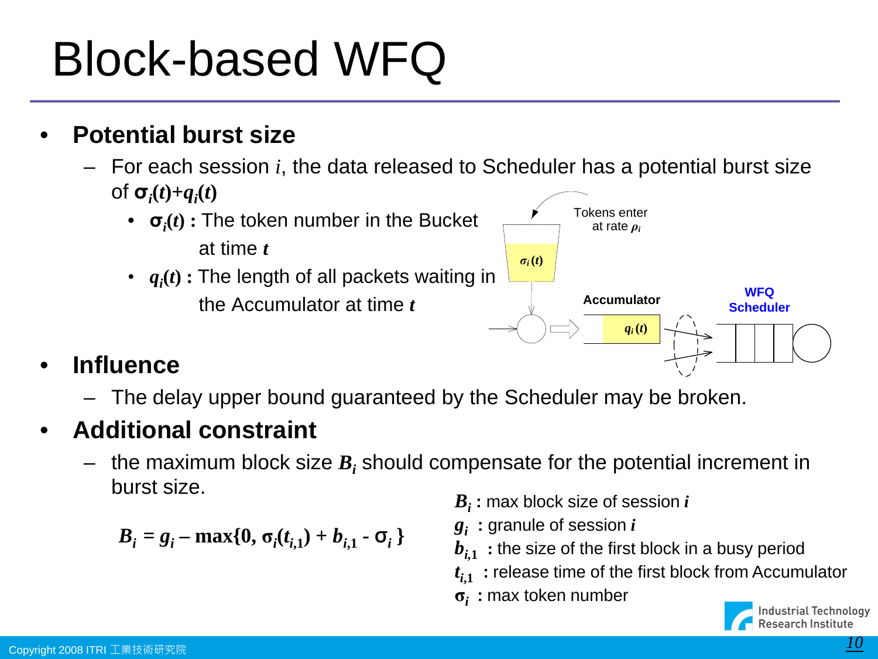# Block-based WFQ

- **Potential burst size**
  - For each session $i$, the data released to Scheduler has a potential burst size of $\sigma_i(t)+q_i(t)$
    - $\sigma_i(t)$ **:** The token number in the Bucket at time $t$
    - $q_i(t)$ **:** The length of all packets waiting in the Accumulator at time $t$

Tokens enter at rate $\rho_i$

$\sigma_i(t)$

Accumulator

$q_i(t)$

WFQ Scheduler

- **Influence**
  - The delay upper bound guaranteed by the Scheduler may be broken.
- **Additional constraint**
  - the maximum block size $B_i$ should compensate for the potential increment in burst size.

$$B_i = g_i - \max\{0, \sigma_i(t_{i,1}) + b_{i,1} - \sigma_i\}$$

$B_i$ **:** max block size of session $i$

$g_i$ **:** granule of session $i$

$b_{i,1}$ **:** the size of the first block in a busy period

$t_{i,1}$ **:** release time of the first block from Accumulator

$\sigma_i$ **:** max token number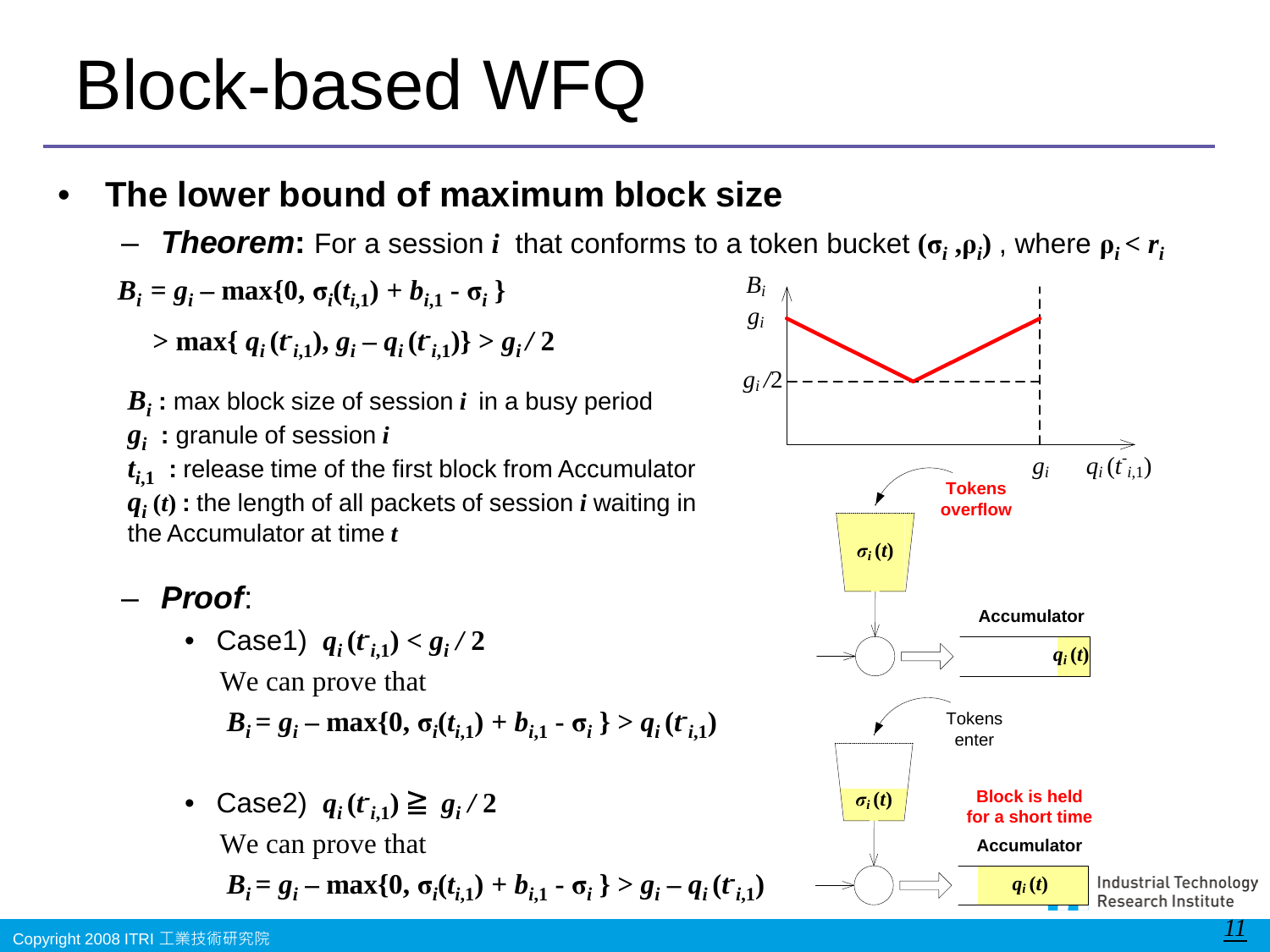# Block-based WFQ

- **The lower bound of maximum block size**
  - ***Theorem*:** For a session $i$ that conforms to a token bucket $(\sigma_i, \rho_i)$ , where $\rho_i < r_i$

$$B_i = g_i - \max\{0, \sigma_i(t_{i,1}) + b_{i,1} - \sigma_i\}$$

$$> \max\{q_i(t^-_{i,1}), g_i - q_i(t^-_{i,1})\} > g_i / 2$$

$B_i$ **:** max block size of session $i$ in a busy period

$g_i$ **:** granule of session $i$

$t_{i,1}$ **:** release time of the first block from Accumulator

$q_i(t)$ **:** the length of all packets of session $i$ waiting in the Accumulator at time $t$

- ***Proof*:**
  - Case1) $q_i(t^-_{i,1}) < g_i / 2$

    We can prove that

    $$B_i = g_i - \max\{0, \sigma_i(t_{i,1}) + b_{i,1} - \sigma_i\} > q_i(t^-_{i,1})$$

  - Case2) $q_i(t^-_{i,1}) \geqq g_i / 2$

    We can prove that

    $$B_i = g_i - \max\{0, \sigma_i(t_{i,1}) + b_{i,1} - \sigma_i\} > g_i - q_i(t^-_{i,1})$$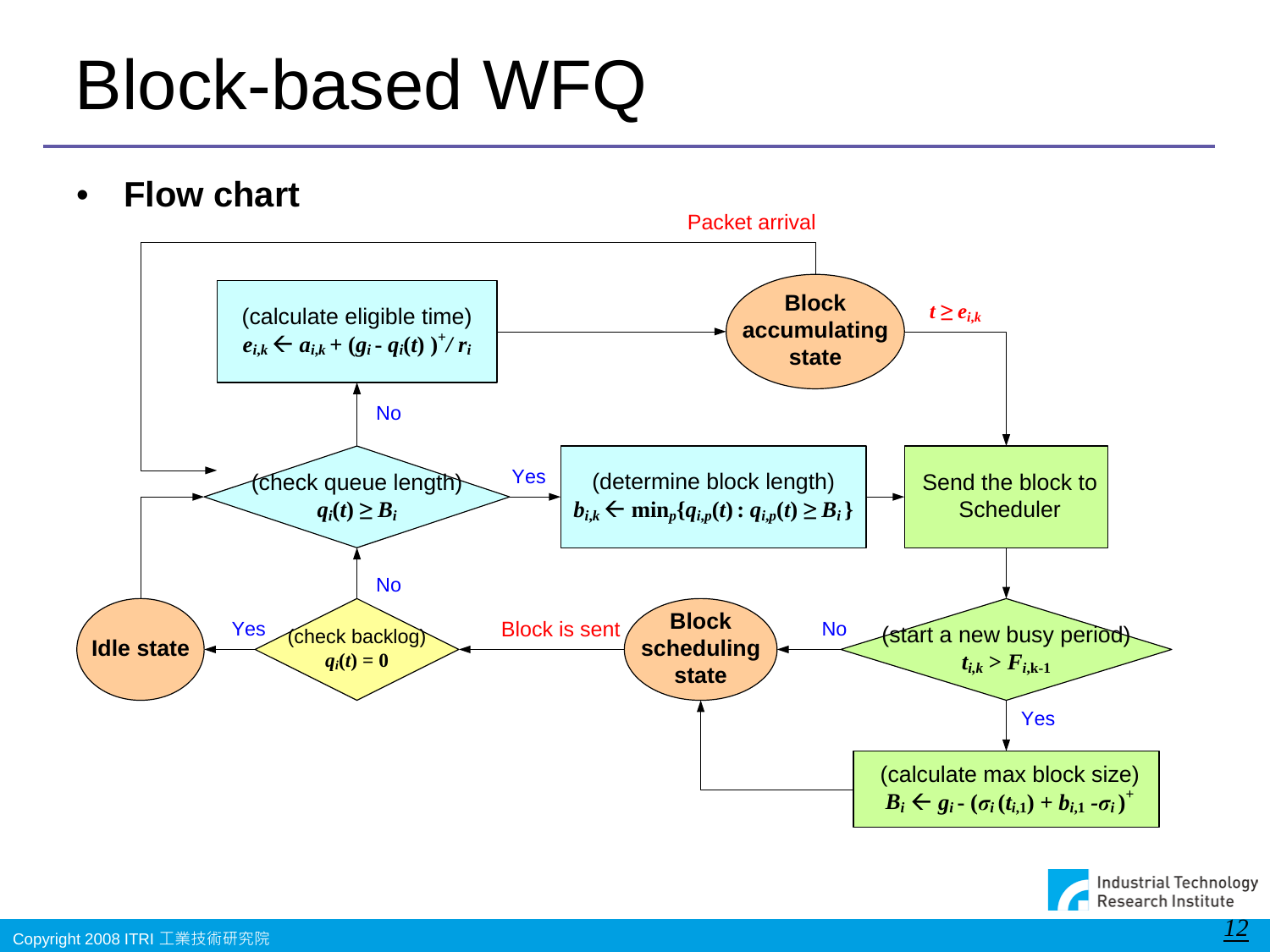# Block-based WFQ

- **Flow chart**

Packet arrival

**Block accumulating state**

$t \geq e_{i,k}$

(calculate eligible time)
$e_{i,k} \leftarrow a_{i,k} + (g_i - q_i(t))^+ / r_i$

No

(check queue length)
$q_i(t) \geq B_i$

Yes

(determine block length)
$b_{i,k} \leftarrow \min_p \{q_{i,p}(t) : q_{i,p}(t) \geq B_i\}$

Send the block to Scheduler

No

**Idle state**

Yes

(check backlog)
$q_i(t) = 0$

Block is sent

**Block scheduling state**

No

(start a new busy period)
$t_{i,k} > F_{i,k-1}$

Yes

(calculate max block size)
$B_i \leftarrow g_i - (\sigma_i(t_{i,1}) + b_{i,1} - \sigma_i)^+$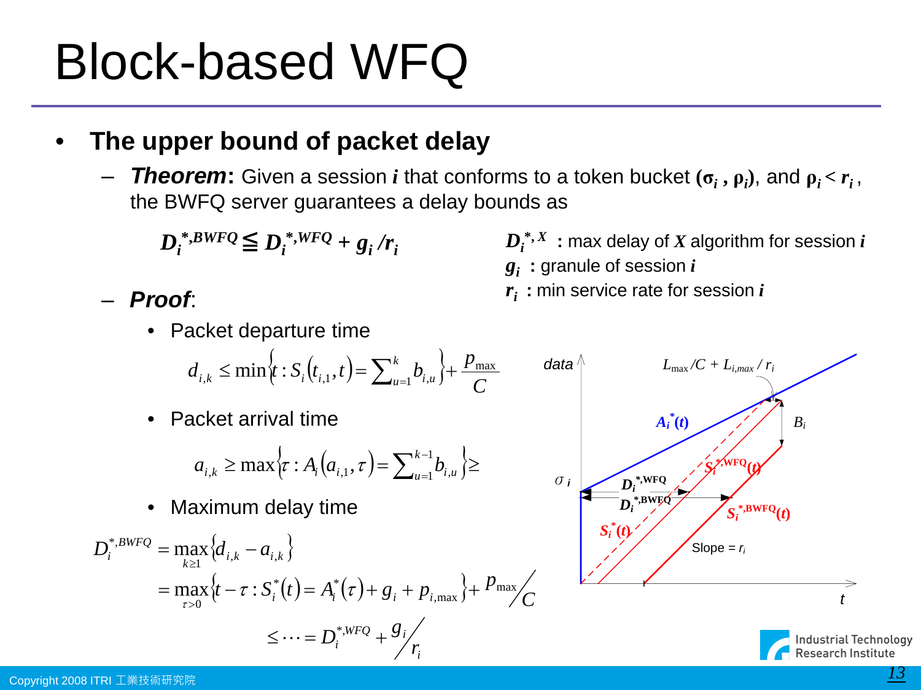# Block-based WFQ

- **The upper bound of packet delay**
  - ***Theorem***: Given a session $i$ that conforms to a token bucket $(\sigma_i, \rho_i)$, and $\rho_i < r_i$, the BWFQ server guarantees a delay bounds as

$$D_i^{*,BWFQ} \leqq D_i^{*,WFQ} + g_i / r_i$$

$D_i^{*,X}$ : max delay of $X$ algorithm for session $i$

$g_i$ : granule of session $i$

$r_i$ : min service rate for session $i$

  - ***Proof***:
    - Packet departure time

$$d_{i,k} \le \min\left\{t : S_i(t_{i,1}, t) = \sum_{u=1}^{k} b_{i,u}\right\} + \frac{p_{\max}}{C}$$

    - Packet arrival time

$$a_{i,k} \ge \max\left\{\tau : A_i(a_{i,1}, \tau) = \sum_{u=1}^{k-1} b_{i,u}\right\} \ge$$

    - Maximum delay time

$$\begin{aligned} D_i^{*,BWFQ} &= \max_{k \ge 1}\{d_{i,k} - a_{i,k}\} \\ &= \max_{\tau > 0}\{t - \tau : S_i^*(t) = A_i^*(\tau) + g_i + p_{i,\max}\} + p_{\max}/C \\ &\le \cdots = D_i^{*,WFQ} + g_i / r_i \end{aligned}$$

(Figure labels: data; $t$; $\sigma_i$; $A_i^*(t)$; $S_i^*(t)$; $S_i^{*,WFQ}(t)$; $S_i^{*,BWFQ}(t)$; $D_i^{*,WFQ}$; $D_i^{*,BWFQ}$; $L_{\max}/C + L_{i,max}/r_i$; $B_i$; Slope = $r_i$)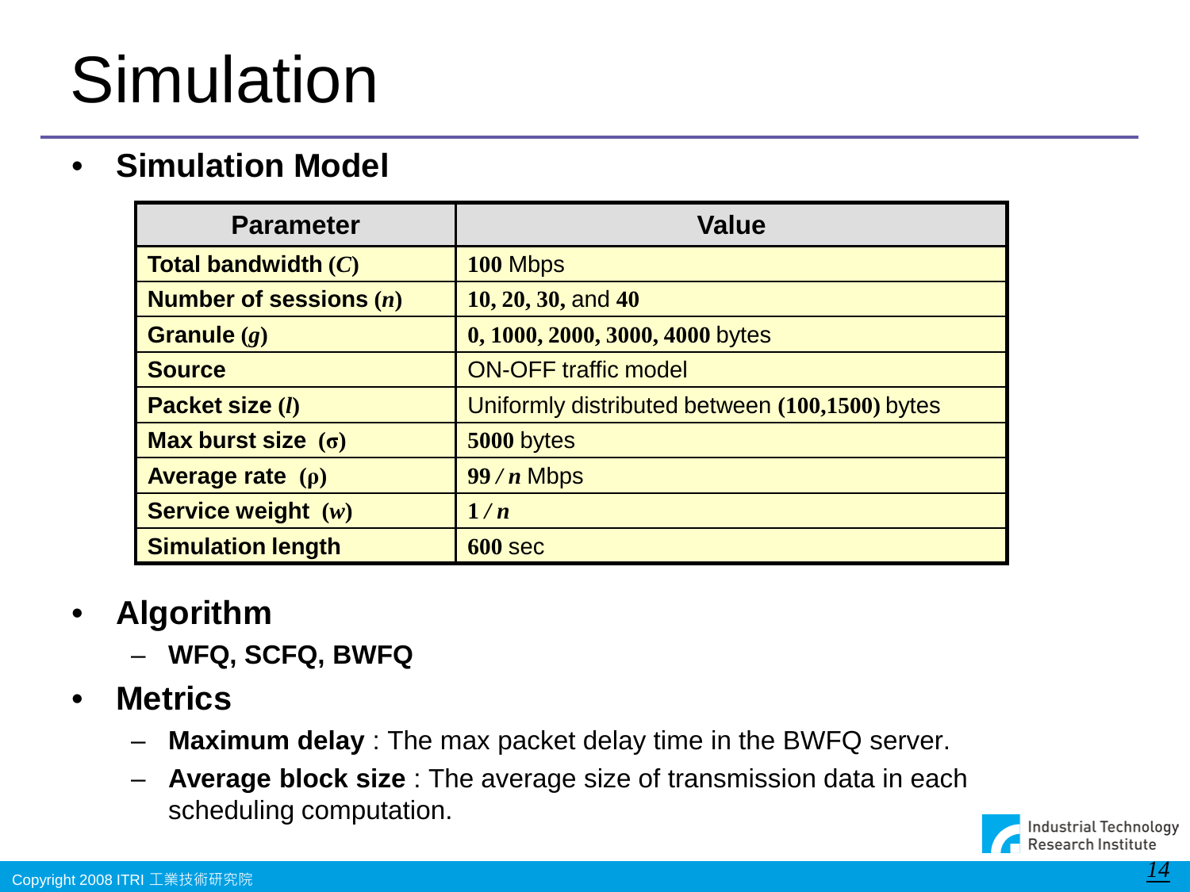# Simulation

- **Simulation Model**

| Parameter | Value |
|---|---|
| **Total bandwidth ($C$)** | **100** Mbps |
| **Number of sessions ($n$)** | **10, 20, 30,** and **40** |
| **Granule ($g$)** | **0, 1000, 2000, 3000, 4000** bytes |
| **Source** | ON-OFF traffic model |
| **Packet size ($l$)** | Uniformly distributed between **(100,1500)** bytes |
| **Max burst size ($\sigma$)** | **5000** bytes |
| **Average rate ($\rho$)** | $99/n$ Mbps |
| **Service weight ($w$)** | $1/n$ |
| **Simulation length** | **600** sec |

- **Algorithm**
  - **WFQ, SCFQ, BWFQ**
- **Metrics**
  - **Maximum delay** : The max packet delay time in the BWFQ server.
  - **Average block size** : The average size of transmission data in each scheduling computation.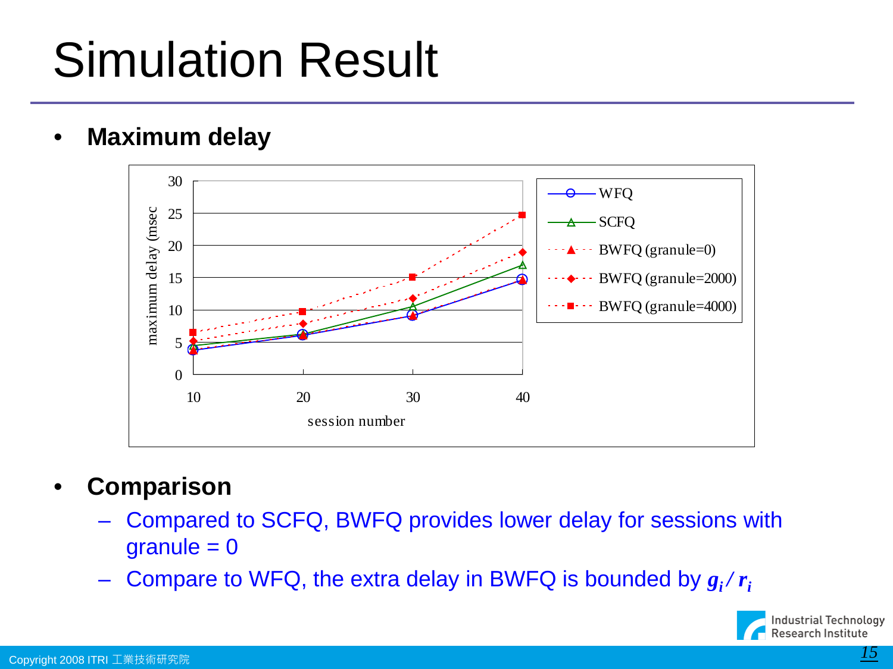# Simulation Result

- **Maximum delay**

- **Comparison**
  - Compared to SCFQ, BWFQ provides lower delay for sessions with granule = 0
  - Compare to WFQ, the extra delay in BWFQ is bounded by $g_i / r_i$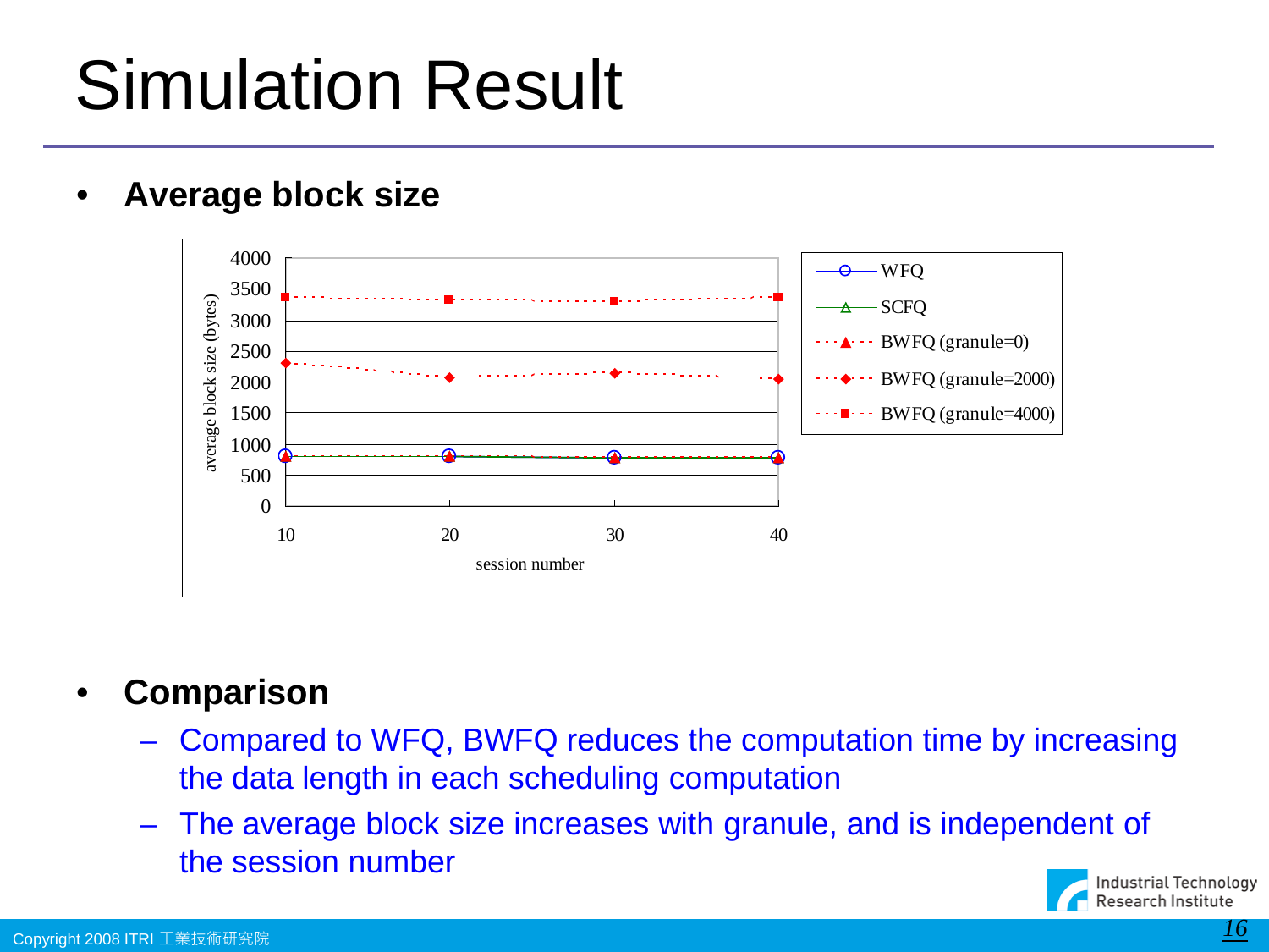# Simulation Result

- **Average block size**

- **Comparison**
  - Compared to WFQ, BWFQ reduces the computation time by increasing the data length in each scheduling computation
  - The average block size increases with granule, and is independent of the session number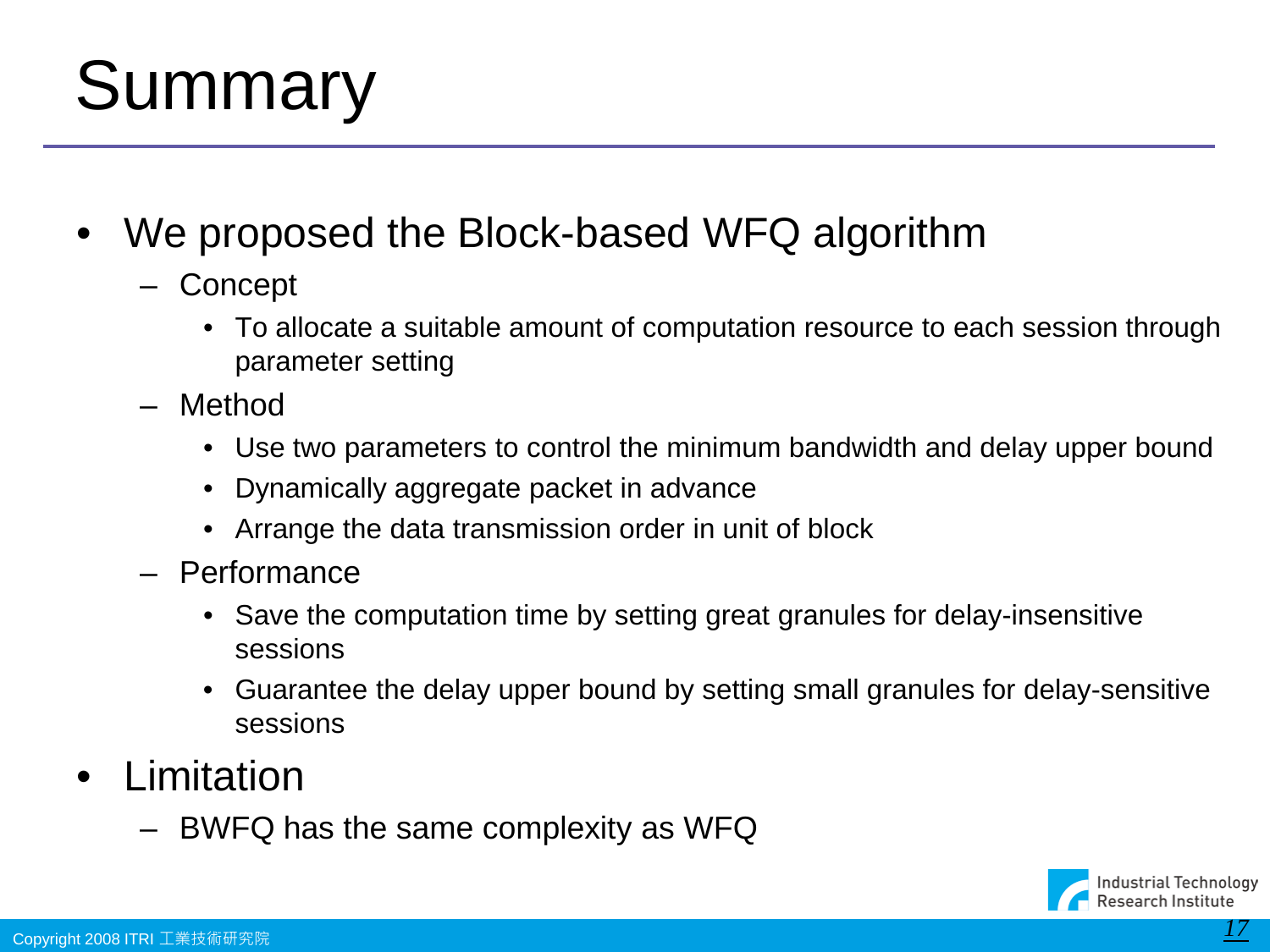# Summary

- We proposed the Block-based WFQ algorithm
  - Concept
    - To allocate a suitable amount of computation resource to each session through parameter setting
  - Method
    - Use two parameters to control the minimum bandwidth and delay upper bound
    - Dynamically aggregate packet in advance
    - Arrange the data transmission order in unit of block
  - Performance
    - Save the computation time by setting great granules for delay-insensitive sessions
    - Guarantee the delay upper bound by setting small granules for delay-sensitive sessions
- Limitation
  - BWFQ has the same complexity as WFQ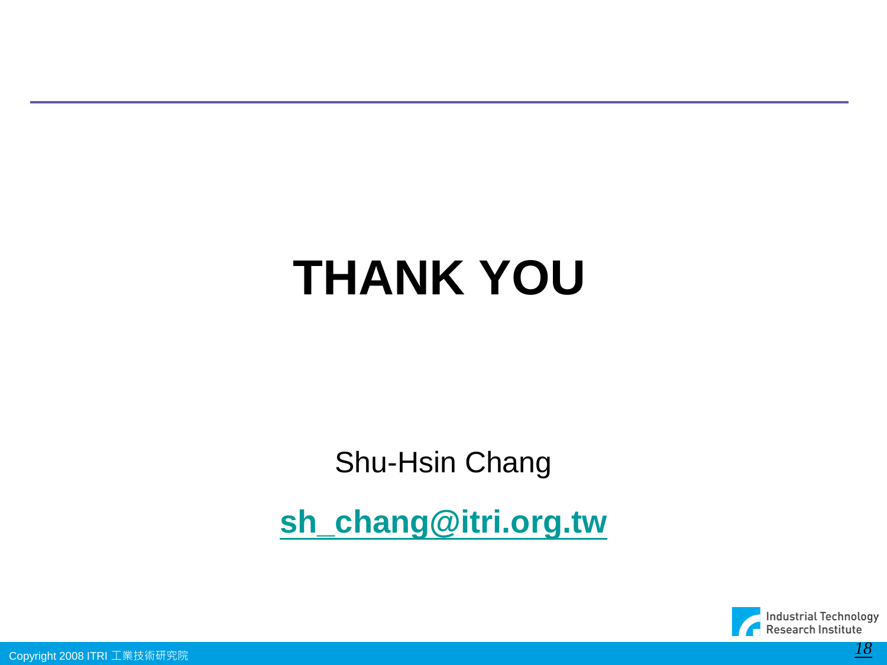# THANK YOU

Shu-Hsin Chang

**sh_chang@itri.org.tw**